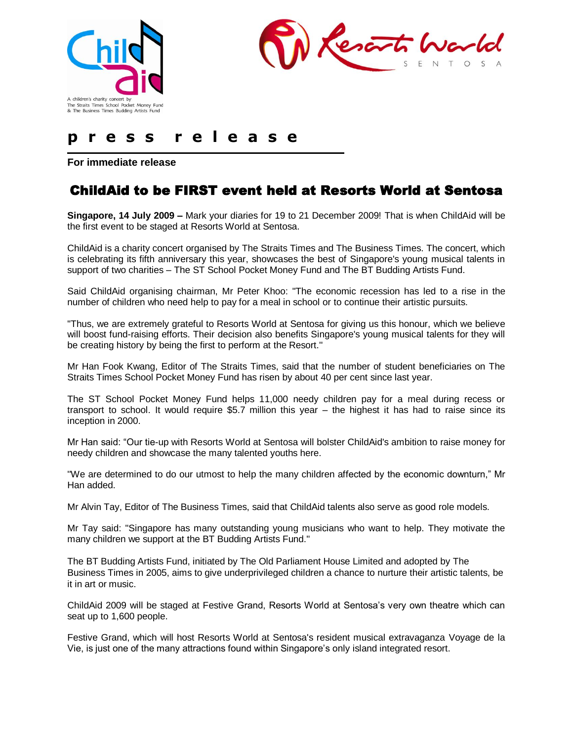A children's charity concert by
The Straits Times School Pocket Money Fund
& The Business Times Budding Artists Fund

**p r e s s r e l e a s e**

**For immediate release**

# ChildAid to be FIRST event held at Resorts World at Sentosa

**Singapore, 14 July 2009 –** Mark your diaries for 19 to 21 December 2009! That is when ChildAid will be the first event to be staged at Resorts World at Sentosa.

ChildAid is a charity concert organised by The Straits Times and The Business Times. The concert, which is celebrating its fifth anniversary this year, showcases the best of Singapore's young musical talents in support of two charities – The ST School Pocket Money Fund and The BT Budding Artists Fund.

Said ChildAid organising chairman, Mr Peter Khoo: "The economic recession has led to a rise in the number of children who need help to pay for a meal in school or to continue their artistic pursuits.

"Thus, we are extremely grateful to Resorts World at Sentosa for giving us this honour, which we believe will boost fund-raising efforts. Their decision also benefits Singapore's young musical talents for they will be creating history by being the first to perform at the Resort."

Mr Han Fook Kwang, Editor of The Straits Times, said that the number of student beneficiaries on The Straits Times School Pocket Money Fund has risen by about 40 per cent since last year.

The ST School Pocket Money Fund helps 11,000 needy children pay for a meal during recess or transport to school. It would require $5.7 million this year – the highest it has had to raise since its inception in 2000.

Mr Han said: "Our tie-up with Resorts World at Sentosa will bolster ChildAid's ambition to raise money for needy children and showcase the many talented youths here.

"We are determined to do our utmost to help the many children affected by the economic downturn," Mr Han added.

Mr Alvin Tay, Editor of The Business Times, said that ChildAid talents also serve as good role models.

Mr Tay said: "Singapore has many outstanding young musicians who want to help. They motivate the many children we support at the BT Budding Artists Fund."

The BT Budding Artists Fund, initiated by The Old Parliament House Limited and adopted by The Business Times in 2005, aims to give underprivileged children a chance to nurture their artistic talents, be it in art or music.

ChildAid 2009 will be staged at Festive Grand, Resorts World at Sentosa's very own theatre which can seat up to 1,600 people.

Festive Grand, which will host Resorts World at Sentosa's resident musical extravaganza Voyage de la Vie, is just one of the many attractions found within Singapore's only island integrated resort.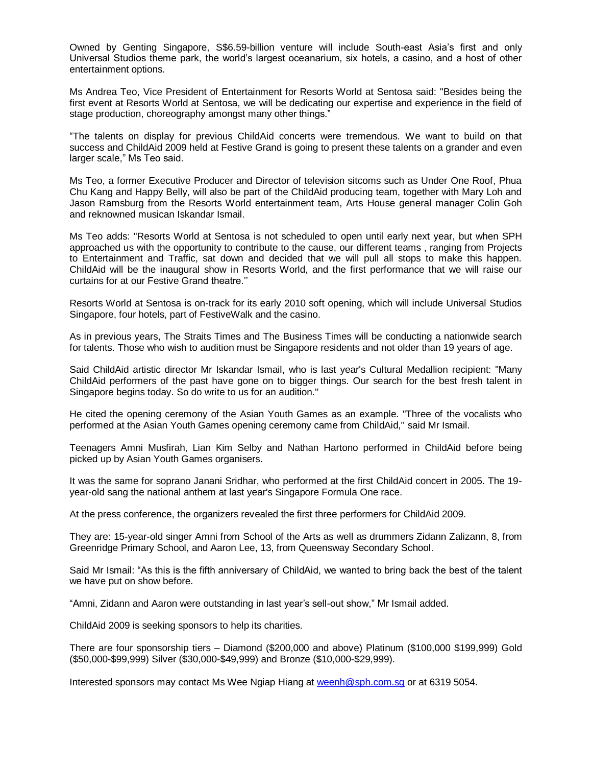Owned by Genting Singapore, S$6.59-billion venture will include South-east Asia's first and only Universal Studios theme park, the world's largest oceanarium, six hotels, a casino, and a host of other entertainment options.

Ms Andrea Teo, Vice President of Entertainment for Resorts World at Sentosa said: "Besides being the first event at Resorts World at Sentosa, we will be dedicating our expertise and experience in the field of stage production, choreography amongst many other things."

"The talents on display for previous ChildAid concerts were tremendous. We want to build on that success and ChildAid 2009 held at Festive Grand is going to present these talents on a grander and even larger scale," Ms Teo said.

Ms Teo, a former Executive Producer and Director of television sitcoms such as Under One Roof, Phua Chu Kang and Happy Belly, will also be part of the ChildAid producing team, together with Mary Loh and Jason Ramsburg from the Resorts World entertainment team, Arts House general manager Colin Goh and reknowned musican Iskandar Ismail.

Ms Teo adds: "Resorts World at Sentosa is not scheduled to open until early next year, but when SPH approached us with the opportunity to contribute to the cause, our different teams , ranging from Projects to Entertainment and Traffic, sat down and decided that we will pull all stops to make this happen. ChildAid will be the inaugural show in Resorts World, and the first performance that we will raise our curtains for at our Festive Grand theatre.''

Resorts World at Sentosa is on-track for its early 2010 soft opening, which will include Universal Studios Singapore, four hotels, part of FestiveWalk and the casino.

As in previous years, The Straits Times and The Business Times will be conducting a nationwide search for talents. Those who wish to audition must be Singapore residents and not older than 19 years of age.

Said ChildAid artistic director Mr Iskandar Ismail, who is last year's Cultural Medallion recipient: "Many ChildAid performers of the past have gone on to bigger things. Our search for the best fresh talent in Singapore begins today. So do write to us for an audition."

He cited the opening ceremony of the Asian Youth Games as an example. "Three of the vocalists who performed at the Asian Youth Games opening ceremony came from ChildAid," said Mr Ismail.

Teenagers Amni Musfirah, Lian Kim Selby and Nathan Hartono performed in ChildAid before being picked up by Asian Youth Games organisers.

It was the same for soprano Janani Sridhar, who performed at the first ChildAid concert in 2005. The 19-year-old sang the national anthem at last year's Singapore Formula One race.

At the press conference, the organizers revealed the first three performers for ChildAid 2009.

They are: 15-year-old singer Amni from School of the Arts as well as drummers Zidann Zalizann, 8, from Greenridge Primary School, and Aaron Lee, 13, from Queensway Secondary School.

Said Mr Ismail: "As this is the fifth anniversary of ChildAid, we wanted to bring back the best of the talent we have put on show before.

"Amni, Zidann and Aaron were outstanding in last year's sell-out show," Mr Ismail added.

ChildAid 2009 is seeking sponsors to help its charities.

There are four sponsorship tiers – Diamond ($200,000 and above) Platinum ($100,000 $199,999) Gold ($50,000-$99,999) Silver ($30,000-$49,999) and Bronze ($10,000-$29,999).

Interested sponsors may contact Ms Wee Ngiap Hiang at weenh@sph.com.sg or at 6319 5054.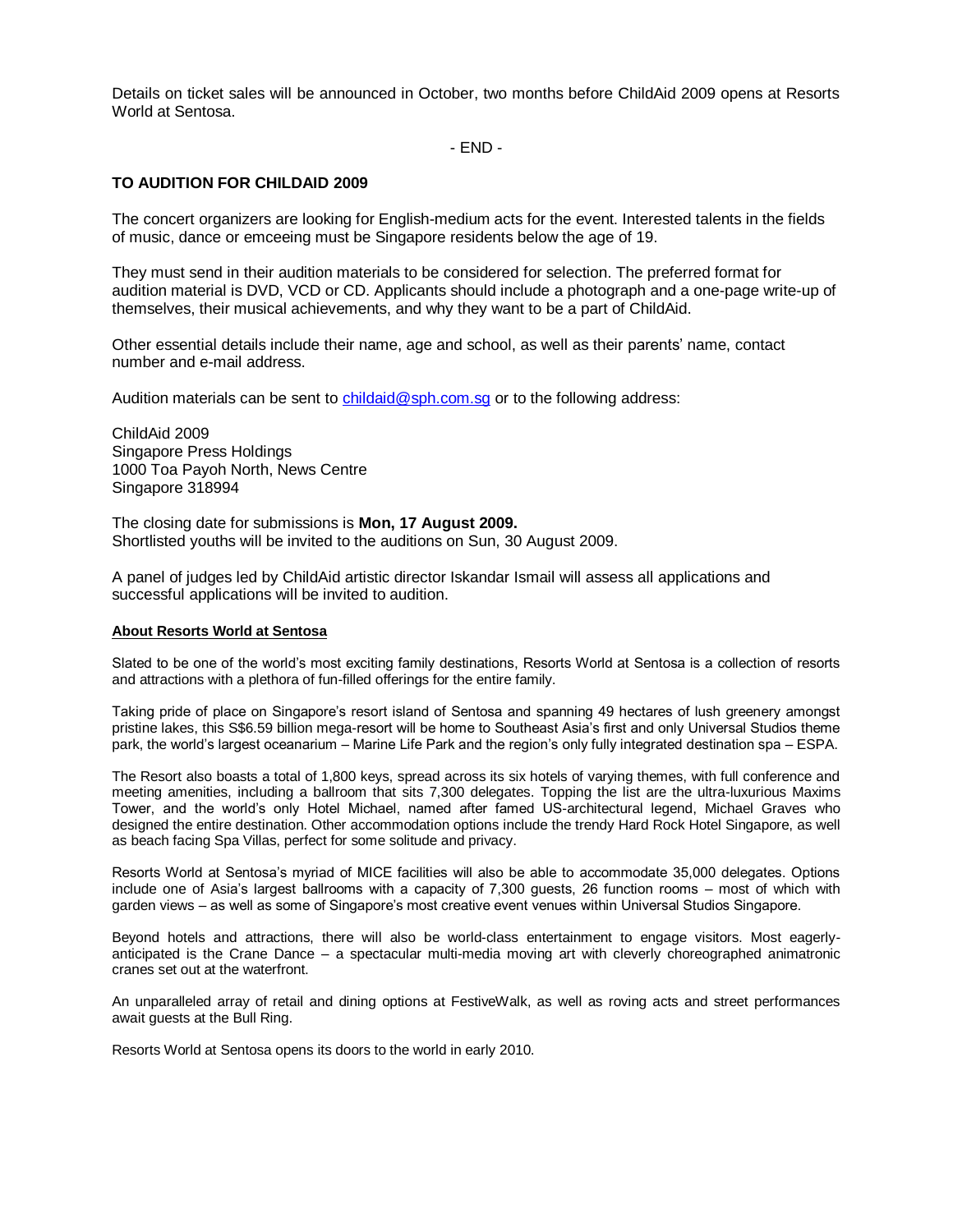Details on ticket sales will be announced in October, two months before ChildAid 2009 opens at Resorts World at Sentosa.

- END -

**TO AUDITION FOR CHILDAID 2009**

The concert organizers are looking for English-medium acts for the event. Interested talents in the fields of music, dance or emceeing must be Singapore residents below the age of 19.

They must send in their audition materials to be considered for selection. The preferred format for audition material is DVD, VCD or CD. Applicants should include a photograph and a one-page write-up of themselves, their musical achievements, and why they want to be a part of ChildAid.

Other essential details include their name, age and school, as well as their parents' name, contact number and e-mail address.

Audition materials can be sent to childaid@sph.com.sg or to the following address:

ChildAid 2009
Singapore Press Holdings
1000 Toa Payoh North, News Centre
Singapore 318994

The closing date for submissions is **Mon, 17 August 2009.**
Shortlisted youths will be invited to the auditions on Sun, 30 August 2009.

A panel of judges led by ChildAid artistic director Iskandar Ismail will assess all applications and successful applications will be invited to audition.

**About Resorts World at Sentosa**

Slated to be one of the world's most exciting family destinations, Resorts World at Sentosa is a collection of resorts and attractions with a plethora of fun-filled offerings for the entire family.

Taking pride of place on Singapore's resort island of Sentosa and spanning 49 hectares of lush greenery amongst pristine lakes, this S$6.59 billion mega-resort will be home to Southeast Asia's first and only Universal Studios theme park, the world's largest oceanarium – Marine Life Park and the region's only fully integrated destination spa – ESPA.

The Resort also boasts a total of 1,800 keys, spread across its six hotels of varying themes, with full conference and meeting amenities, including a ballroom that sits 7,300 delegates. Topping the list are the ultra-luxurious Maxims Tower, and the world's only Hotel Michael, named after famed US-architectural legend, Michael Graves who designed the entire destination. Other accommodation options include the trendy Hard Rock Hotel Singapore, as well as beach facing Spa Villas, perfect for some solitude and privacy.

Resorts World at Sentosa's myriad of MICE facilities will also be able to accommodate 35,000 delegates. Options include one of Asia's largest ballrooms with a capacity of 7,300 guests, 26 function rooms – most of which with garden views – as well as some of Singapore's most creative event venues within Universal Studios Singapore.

Beyond hotels and attractions, there will also be world-class entertainment to engage visitors. Most eagerly-anticipated is the Crane Dance – a spectacular multi-media moving art with cleverly choreographed animatronic cranes set out at the waterfront.

An unparalleled array of retail and dining options at FestiveWalk, as well as roving acts and street performances await guests at the Bull Ring.

Resorts World at Sentosa opens its doors to the world in early 2010.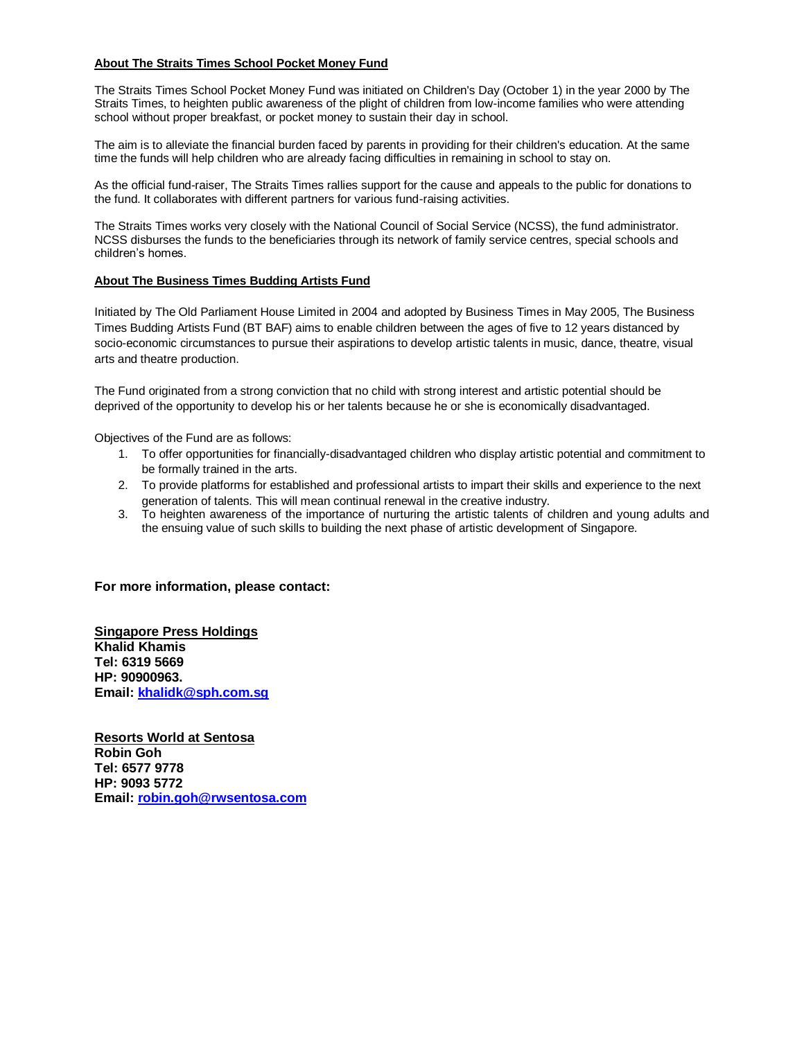**About The Straits Times School Pocket Money Fund**

The Straits Times School Pocket Money Fund was initiated on Children's Day (October 1) in the year 2000 by The Straits Times, to heighten public awareness of the plight of children from low-income families who were attending school without proper breakfast, or pocket money to sustain their day in school.

The aim is to alleviate the financial burden faced by parents in providing for their children's education. At the same time the funds will help children who are already facing difficulties in remaining in school to stay on.

As the official fund-raiser, The Straits Times rallies support for the cause and appeals to the public for donations to the fund. It collaborates with different partners for various fund-raising activities.

The Straits Times works very closely with the National Council of Social Service (NCSS), the fund administrator. NCSS disburses the funds to the beneficiaries through its network of family service centres, special schools and children's homes.

**About The Business Times Budding Artists Fund**

Initiated by The Old Parliament House Limited in 2004 and adopted by Business Times in May 2005, The Business Times Budding Artists Fund (BT BAF) aims to enable children between the ages of five to 12 years distanced by socio-economic circumstances to pursue their aspirations to develop artistic talents in music, dance, theatre, visual arts and theatre production.

The Fund originated from a strong conviction that no child with strong interest and artistic potential should be deprived of the opportunity to develop his or her talents because he or she is economically disadvantaged.

Objectives of the Fund are as follows:

1. To offer opportunities for financially-disadvantaged children who display artistic potential and commitment to be formally trained in the arts.
2. To provide platforms for established and professional artists to impart their skills and experience to the next generation of talents. This will mean continual renewal in the creative industry.
3. To heighten awareness of the importance of nurturing the artistic talents of children and young adults and the ensuing value of such skills to building the next phase of artistic development of Singapore.

**For more information, please contact:**

**Singapore Press Holdings**
**Khalid Khamis**
**Tel: 6319 5669**
**HP: 90900963.**
**Email: khalidk@sph.com.sg**

**Resorts World at Sentosa**
**Robin Goh**
**Tel: 6577 9778**
**HP: 9093 5772**
**Email: robin.goh@rwsentosa.com**